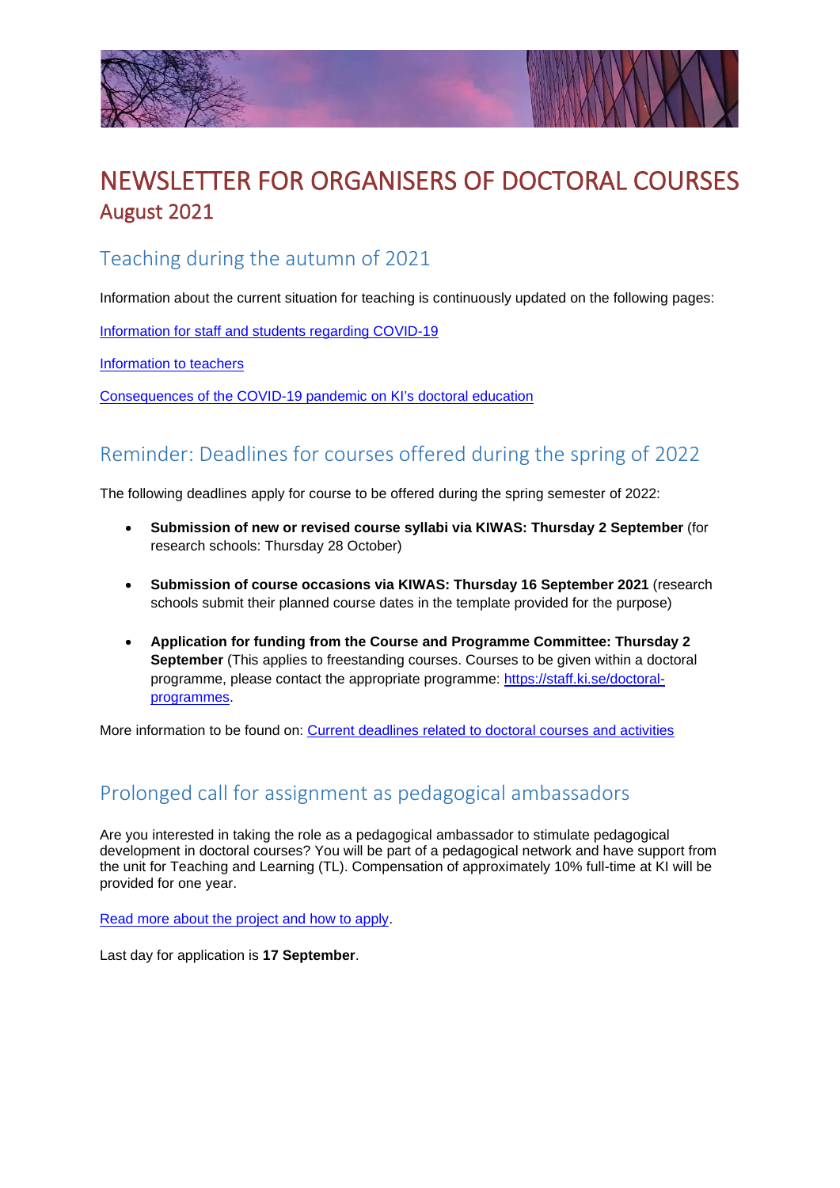# NEWSLETTER FOR ORGANISERS OF DOCTORAL COURSES

August 2021

## Teaching during the autumn of 2021

Information about the current situation for teaching is continuously updated on the following pages:

[Information for staff and students regarding COVID-19]

[Information to teachers]

[Consequences of the COVID-19 pandemic on KI's doctoral education]

## Reminder: Deadlines for courses offered during the spring of 2022

The following deadlines apply for course to be offered during the spring semester of 2022:

- **Submission of new or revised course syllabi via KIWAS: Thursday 2 September** (for research schools: Thursday 28 October)
- **Submission of course occasions via KIWAS: Thursday 16 September 2021** (research schools submit their planned course dates in the template provided for the purpose)
- **Application for funding from the Course and Programme Committee: Thursday 2 September** (This applies to freestanding courses. Courses to be given within a doctoral programme, please contact the appropriate programme: https://staff.ki.se/doctoral-programmes.

More information to be found on: [Current deadlines related to doctoral courses and activities]

## Prolonged call for assignment as pedagogical ambassadors

Are you interested in taking the role as a pedagogical ambassador to stimulate pedagogical development in doctoral courses? You will be part of a pedagogical network and have support from the unit for Teaching and Learning (TL). Compensation of approximately 10% full-time at KI will be provided for one year.

[Read more about the project and how to apply].

Last day for application is **17 September**.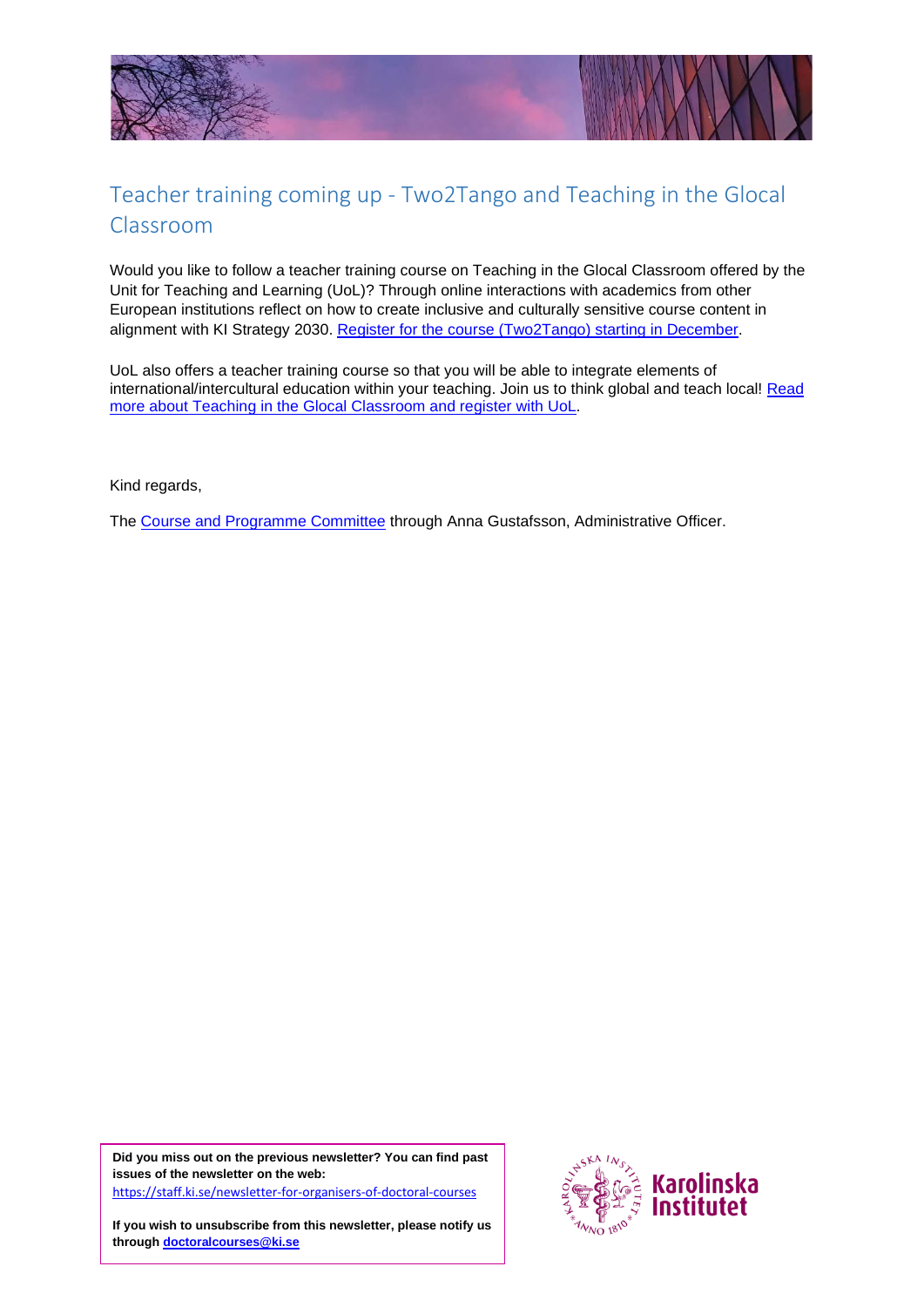## Teacher training coming up - Two2Tango and Teaching in the Glocal Classroom

Would you like to follow a teacher training course on Teaching in the Glocal Classroom offered by the Unit for Teaching and Learning (UoL)? Through online interactions with academics from other European institutions reflect on how to create inclusive and culturally sensitive course content in alignment with KI Strategy 2030. Register for the course (Two2Tango) starting in December.

UoL also offers a teacher training course so that you will be able to integrate elements of international/intercultural education within your teaching. Join us to think global and teach local! Read more about Teaching in the Glocal Classroom and register with UoL.

Kind regards,

The Course and Programme Committee through Anna Gustafsson, Administrative Officer.

**Did you miss out on the previous newsletter? You can find past issues of the newsletter on the web:**
https://staff.ki.se/newsletter-for-organisers-of-doctoral-courses

**If you wish to unsubscribe from this newsletter, please notify us through doctoralcourses@ki.se**

Karolinska Institutet